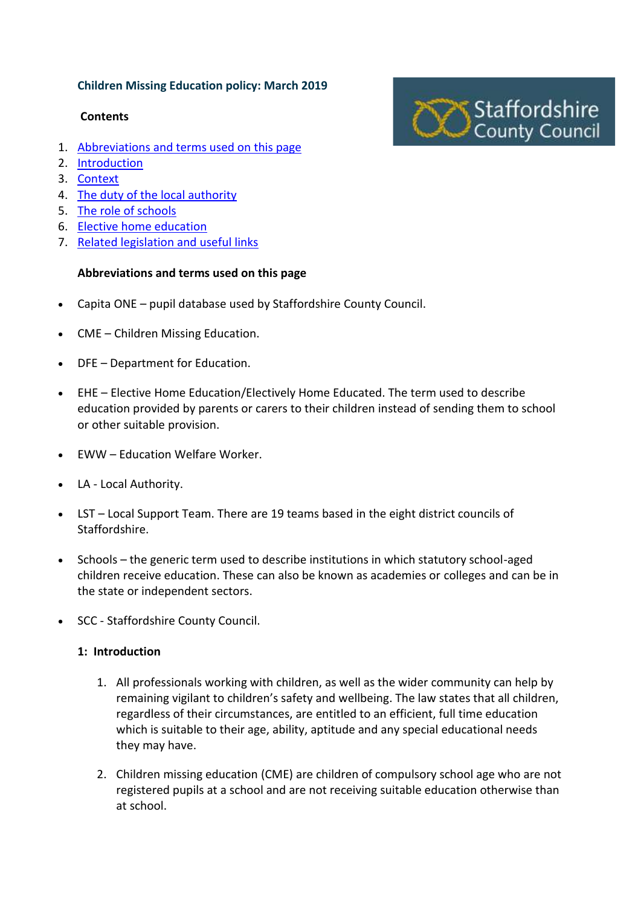# Children Missing Education policy: March 2019

**Contents**

1. [Abbreviations and terms used on this page]
2. [Introduction]
3. [Context]
4. [The duty of the local authority]
5. [The role of schools]
6. [Elective home education]
7. [Related legislation and useful links]

## Abbreviations and terms used on this page

- Capita ONE – pupil database used by Staffordshire County Council.
- CME – Children Missing Education.
- DFE – Department for Education.
- EHE – Elective Home Education/Electively Home Educated. The term used to describe education provided by parents or carers to their children instead of sending them to school or other suitable provision.
- EWW – Education Welfare Worker.
- LA - Local Authority.
- LST – Local Support Team. There are 19 teams based in the eight district councils of Staffordshire.
- Schools – the generic term used to describe institutions in which statutory school-aged children receive education. These can also be known as academies or colleges and can be in the state or independent sectors.
- SCC - Staffordshire County Council.

## 1: Introduction

1. All professionals working with children, as well as the wider community can help by remaining vigilant to children's safety and wellbeing. The law states that all children, regardless of their circumstances, are entitled to an efficient, full time education which is suitable to their age, ability, aptitude and any special educational needs they may have.

2. Children missing education (CME) are children of compulsory school age who are not registered pupils at a school and are not receiving suitable education otherwise than at school.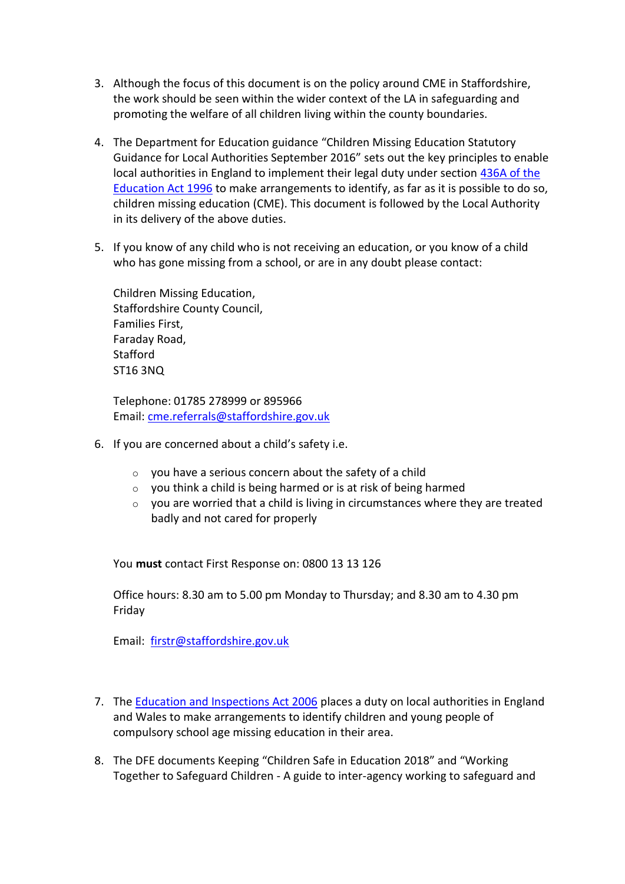3. Although the focus of this document is on the policy around CME in Staffordshire, the work should be seen within the wider context of the LA in safeguarding and promoting the welfare of all children living within the county boundaries.

4. The Department for Education guidance "Children Missing Education Statutory Guidance for Local Authorities September 2016" sets out the key principles to enable local authorities in England to implement their legal duty under section 436A of the Education Act 1996 to make arrangements to identify, as far as it is possible to do so, children missing education (CME). This document is followed by the Local Authority in its delivery of the above duties.

5. If you know of any child who is not receiving an education, or you know of a child who has gone missing from a school, or are in any doubt please contact:

   Children Missing Education,
   Staffordshire County Council,
   Families First,
   Faraday Road,
   Stafford
   ST16 3NQ

   Telephone: 01785 278999 or 895966
   Email: cme.referrals@staffordshire.gov.uk

6. If you are concerned about a child's safety i.e.

   - you have a serious concern about the safety of a child
   - you think a child is being harmed or is at risk of being harmed
   - you are worried that a child is living in circumstances where they are treated badly and not cared for properly

   You **must** contact First Response on: 0800 13 13 126

   Office hours: 8.30 am to 5.00 pm Monday to Thursday; and 8.30 am to 4.30 pm Friday

   Email: firstr@staffordshire.gov.uk

7. The Education and Inspections Act 2006 places a duty on local authorities in England and Wales to make arrangements to identify children and young people of compulsory school age missing education in their area.

8. The DFE documents Keeping "Children Safe in Education 2018" and "Working Together to Safeguard Children - A guide to inter-agency working to safeguard and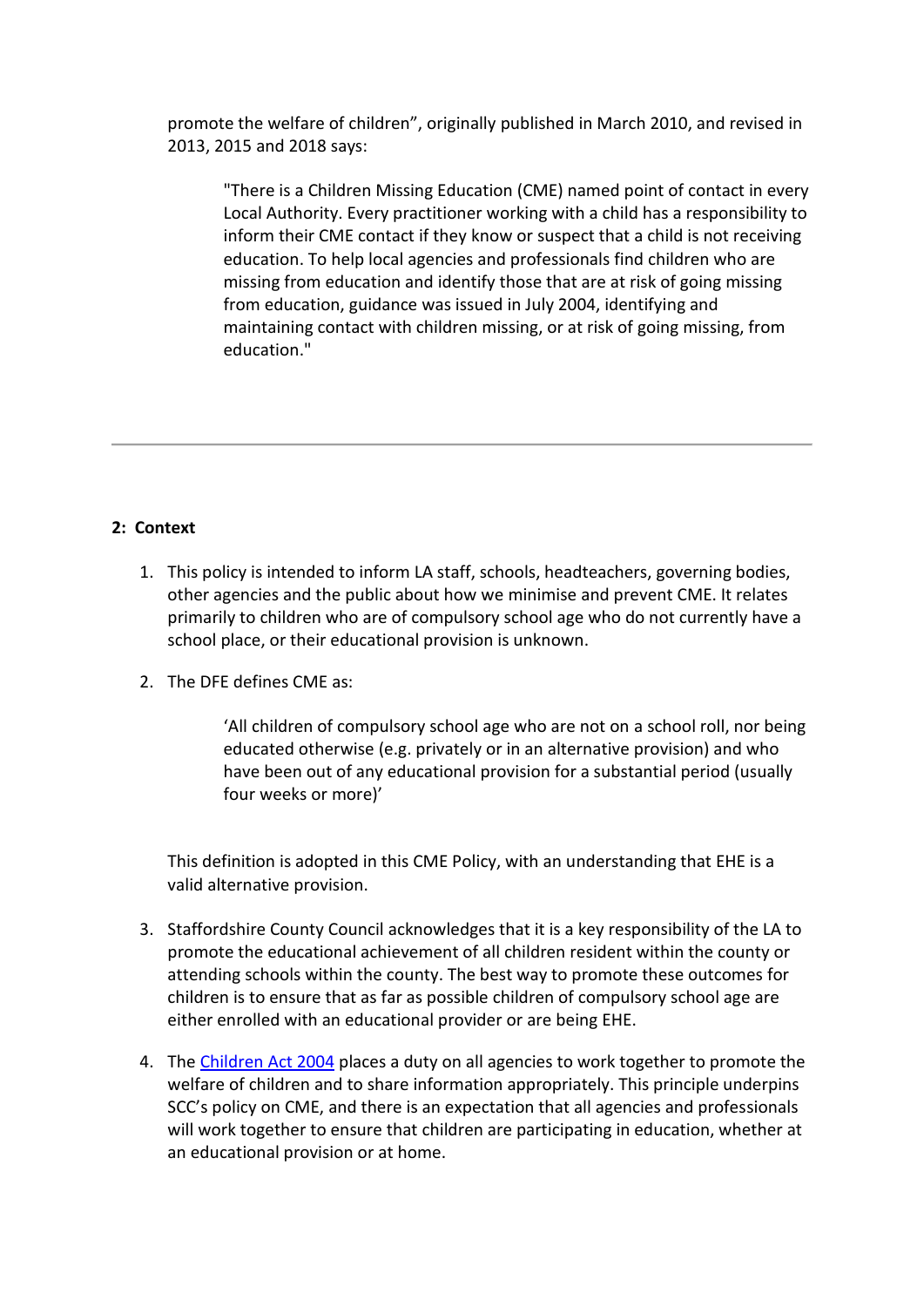promote the welfare of children", originally published in March 2010, and revised in 2013, 2015 and 2018 says:

> "There is a Children Missing Education (CME) named point of contact in every Local Authority. Every practitioner working with a child has a responsibility to inform their CME contact if they know or suspect that a child is not receiving education. To help local agencies and professionals find children who are missing from education and identify those that are at risk of going missing from education, guidance was issued in July 2004, identifying and maintaining contact with children missing, or at risk of going missing, from education."

---

## 2: Context

1. This policy is intended to inform LA staff, schools, headteachers, governing bodies, other agencies and the public about how we minimise and prevent CME. It relates primarily to children who are of compulsory school age who do not currently have a school place, or their educational provision is unknown.

2. The DFE defines CME as:

   > 'All children of compulsory school age who are not on a school roll, nor being educated otherwise (e.g. privately or in an alternative provision) and who have been out of any educational provision for a substantial period (usually four weeks or more)'

   This definition is adopted in this CME Policy, with an understanding that EHE is a valid alternative provision.

3. Staffordshire County Council acknowledges that it is a key responsibility of the LA to promote the educational achievement of all children resident within the county or attending schools within the county. The best way to promote these outcomes for children is to ensure that as far as possible children of compulsory school age are either enrolled with an educational provider or are being EHE.

4. The Children Act 2004 places a duty on all agencies to work together to promote the welfare of children and to share information appropriately. This principle underpins SCC's policy on CME, and there is an expectation that all agencies and professionals will work together to ensure that children are participating in education, whether at an educational provision or at home.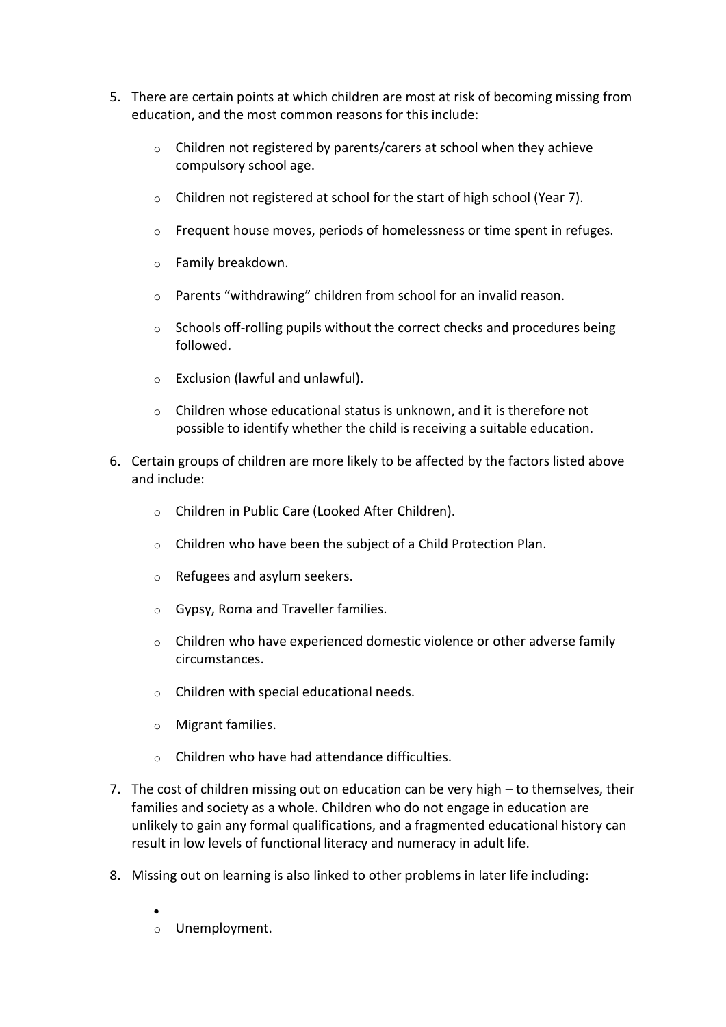5. There are certain points at which children are most at risk of becoming missing from education, and the most common reasons for this include:

    - Children not registered by parents/carers at school when they achieve compulsory school age.
    - Children not registered at school for the start of high school (Year 7).
    - Frequent house moves, periods of homelessness or time spent in refuges.
    - Family breakdown.
    - Parents "withdrawing" children from school for an invalid reason.
    - Schools off-rolling pupils without the correct checks and procedures being followed.
    - Exclusion (lawful and unlawful).
    - Children whose educational status is unknown, and it is therefore not possible to identify whether the child is receiving a suitable education.

6. Certain groups of children are more likely to be affected by the factors listed above and include:

    - Children in Public Care (Looked After Children).
    - Children who have been the subject of a Child Protection Plan.
    - Refugees and asylum seekers.
    - Gypsy, Roma and Traveller families.
    - Children who have experienced domestic violence or other adverse family circumstances.
    - Children with special educational needs.
    - Migrant families.
    - Children who have had attendance difficulties.

7. The cost of children missing out on education can be very high – to themselves, their families and society as a whole. Children who do not engage in education are unlikely to gain any formal qualifications, and a fragmented educational history can result in low levels of functional literacy and numeracy in adult life.

8. Missing out on learning is also linked to other problems in later life including:

    - Unemployment.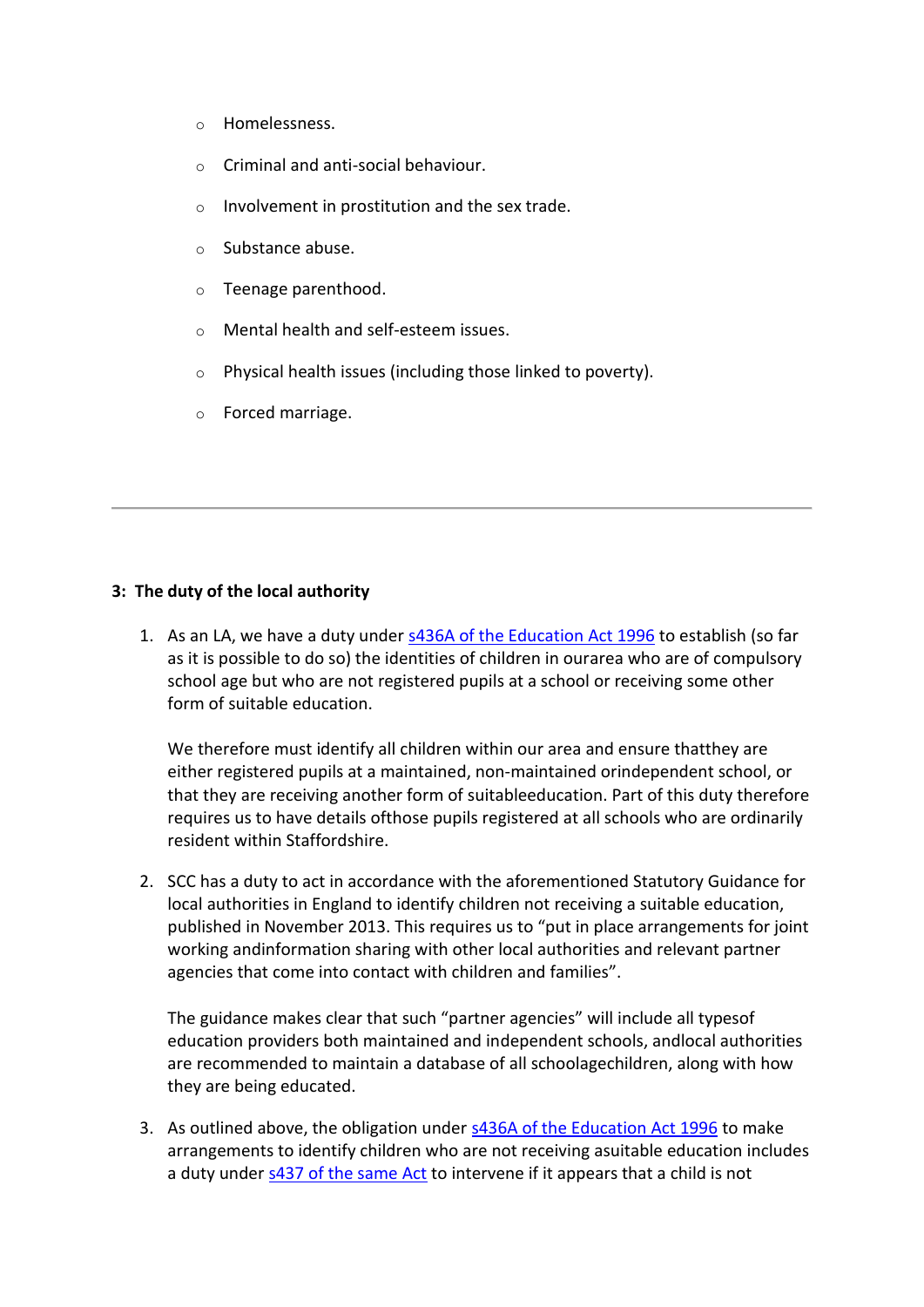- Homelessness.
- Criminal and anti-social behaviour.
- Involvement in prostitution and the sex trade.
- Substance abuse.
- Teenage parenthood.
- Mental health and self-esteem issues.
- Physical health issues (including those linked to poverty).
- Forced marriage.

---

**3: The duty of the local authority**

1. As an LA, we have a duty under [s436A of the Education Act 1996] to establish (so far as it is possible to do so) the identities of children in ourarea who are of compulsory school age but who are not registered pupils at a school or receiving some other form of suitable education.

   We therefore must identify all children within our area and ensure thatthey are either registered pupils at a maintained, non-maintained orindependent school, or that they are receiving another form of suitableeducation. Part of this duty therefore requires us to have details ofthose pupils registered at all schools who are ordinarily resident within Staffordshire.

2. SCC has a duty to act in accordance with the aforementioned Statutory Guidance for local authorities in England to identify children not receiving a suitable education, published in November 2013. This requires us to "put in place arrangements for joint working andinformation sharing with other local authorities and relevant partner agencies that come into contact with children and families".

   The guidance makes clear that such "partner agencies" will include all typesof education providers both maintained and independent schools, andlocal authorities are recommended to maintain a database of all schoolagechildren, along with how they are being educated.

3. As outlined above, the obligation under [s436A of the Education Act 1996] to make arrangements to identify children who are not receiving asuitable education includes a duty under [s437 of the same Act] to intervene if it appears that a child is not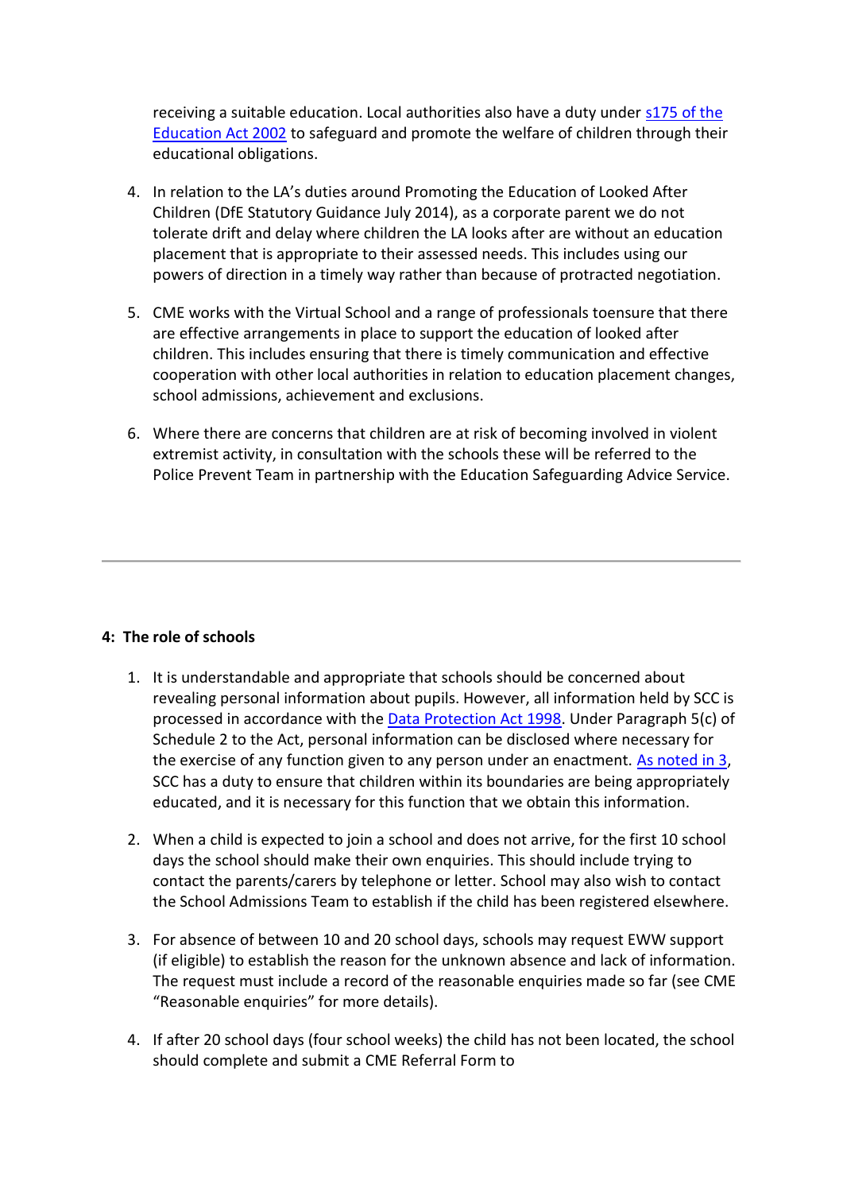receiving a suitable education. Local authorities also have a duty under s175 of the Education Act 2002 to safeguard and promote the welfare of children through their educational obligations.

4. In relation to the LA's duties around Promoting the Education of Looked After Children (DfE Statutory Guidance July 2014), as a corporate parent we do not tolerate drift and delay where children the LA looks after are without an education placement that is appropriate to their assessed needs. This includes using our powers of direction in a timely way rather than because of protracted negotiation.

5. CME works with the Virtual School and a range of professionals toensure that there are effective arrangements in place to support the education of looked after children. This includes ensuring that there is timely communication and effective cooperation with other local authorities in relation to education placement changes, school admissions, achievement and exclusions.

6. Where there are concerns that children are at risk of becoming involved in violent extremist activity, in consultation with the schools these will be referred to the Police Prevent Team in partnership with the Education Safeguarding Advice Service.

---

## 4: The role of schools

1. It is understandable and appropriate that schools should be concerned about revealing personal information about pupils. However, all information held by SCC is processed in accordance with the Data Protection Act 1998. Under Paragraph 5(c) of Schedule 2 to the Act, personal information can be disclosed where necessary for the exercise of any function given to any person under an enactment. As noted in 3, SCC has a duty to ensure that children within its boundaries are being appropriately educated, and it is necessary for this function that we obtain this information.

2. When a child is expected to join a school and does not arrive, for the first 10 school days the school should make their own enquiries. This should include trying to contact the parents/carers by telephone or letter. School may also wish to contact the School Admissions Team to establish if the child has been registered elsewhere.

3. For absence of between 10 and 20 school days, schools may request EWW support (if eligible) to establish the reason for the unknown absence and lack of information. The request must include a record of the reasonable enquiries made so far (see CME "Reasonable enquiries" for more details).

4. If after 20 school days (four school weeks) the child has not been located, the school should complete and submit a CME Referral Form to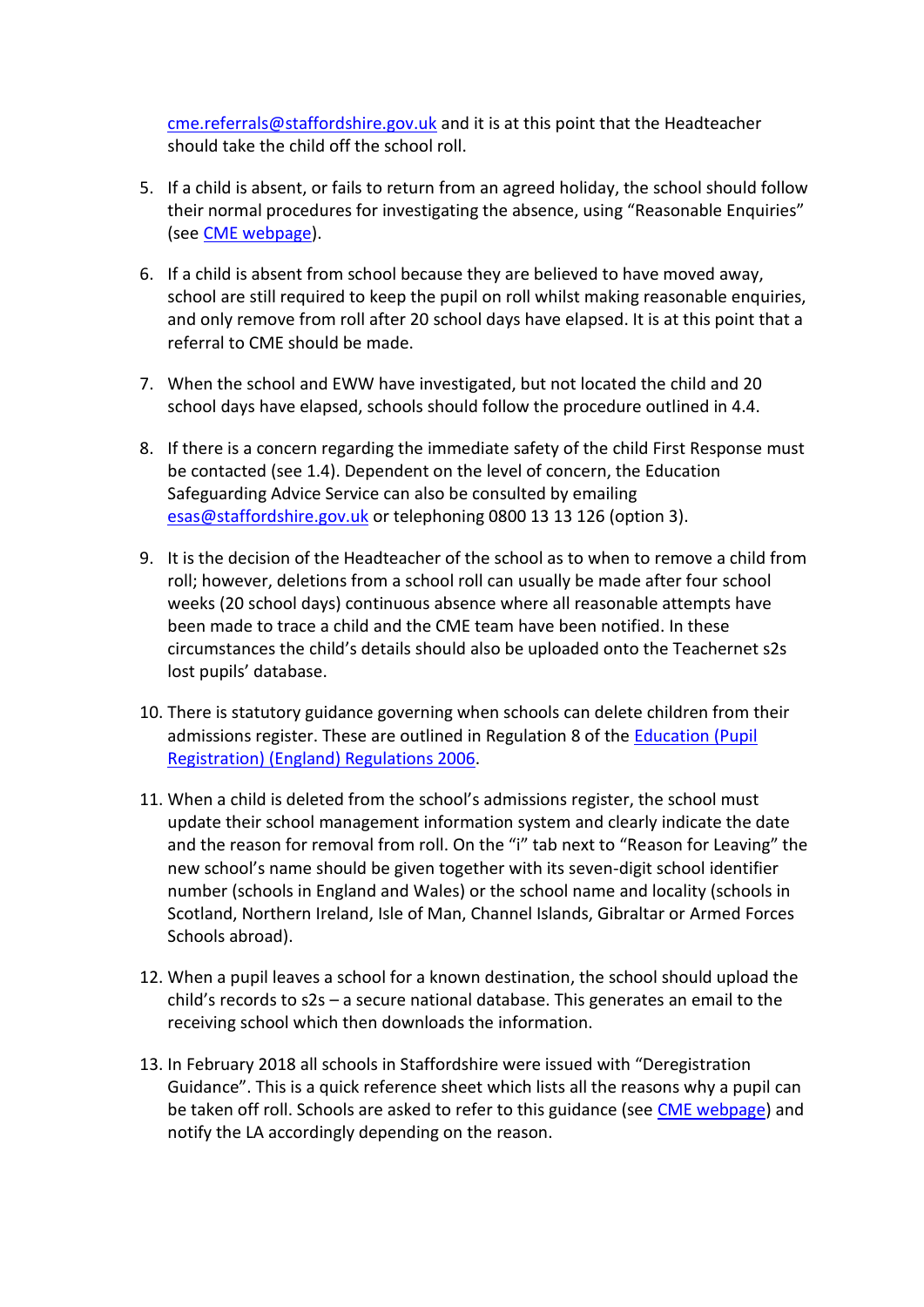cme.referrals@staffordshire.gov.uk and it is at this point that the Headteacher should take the child off the school roll.

5. If a child is absent, or fails to return from an agreed holiday, the school should follow their normal procedures for investigating the absence, using "Reasonable Enquiries" (see CME webpage).

6. If a child is absent from school because they are believed to have moved away, school are still required to keep the pupil on roll whilst making reasonable enquiries, and only remove from roll after 20 school days have elapsed. It is at this point that a referral to CME should be made.

7. When the school and EWW have investigated, but not located the child and 20 school days have elapsed, schools should follow the procedure outlined in 4.4.

8. If there is a concern regarding the immediate safety of the child First Response must be contacted (see 1.4). Dependent on the level of concern, the Education Safeguarding Advice Service can also be consulted by emailing esas@staffordshire.gov.uk or telephoning 0800 13 13 126 (option 3).

9. It is the decision of the Headteacher of the school as to when to remove a child from roll; however, deletions from a school roll can usually be made after four school weeks (20 school days) continuous absence where all reasonable attempts have been made to trace a child and the CME team have been notified. In these circumstances the child's details should also be uploaded onto the Teachernet s2s lost pupils' database.

10. There is statutory guidance governing when schools can delete children from their admissions register. These are outlined in Regulation 8 of the Education (Pupil Registration) (England) Regulations 2006.

11. When a child is deleted from the school's admissions register, the school must update their school management information system and clearly indicate the date and the reason for removal from roll. On the "i" tab next to "Reason for Leaving" the new school's name should be given together with its seven-digit school identifier number (schools in England and Wales) or the school name and locality (schools in Scotland, Northern Ireland, Isle of Man, Channel Islands, Gibraltar or Armed Forces Schools abroad).

12. When a pupil leaves a school for a known destination, the school should upload the child's records to s2s – a secure national database. This generates an email to the receiving school which then downloads the information.

13. In February 2018 all schools in Staffordshire were issued with "Deregistration Guidance". This is a quick reference sheet which lists all the reasons why a pupil can be taken off roll. Schools are asked to refer to this guidance (see CME webpage) and notify the LA accordingly depending on the reason.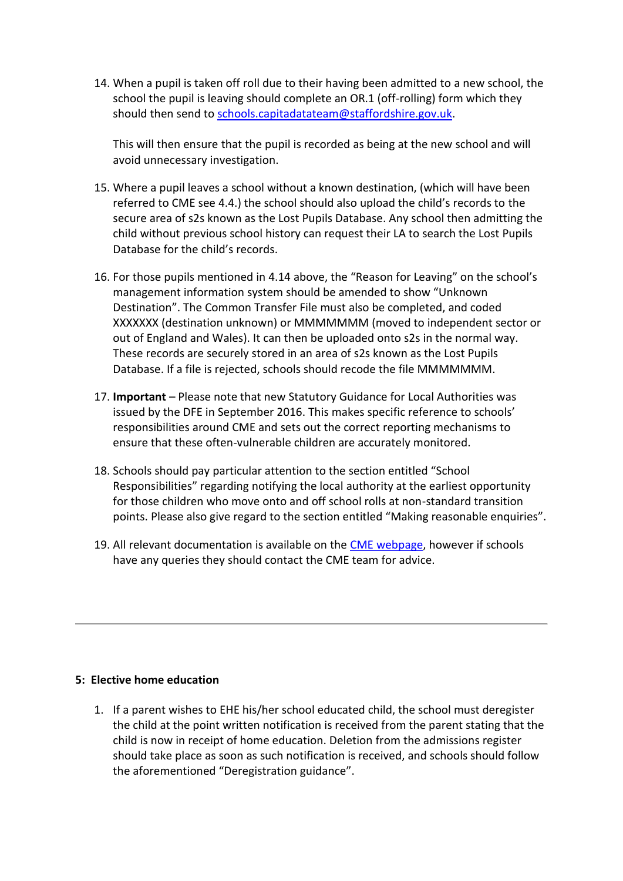14. When a pupil is taken off roll due to their having been admitted to a new school, the school the pupil is leaving should complete an OR.1 (off-rolling) form which they should then send to [schools.capitadatateam@staffordshire.gov.uk](mailto:schools.capitadatateam@staffordshire.gov.uk).

    This will then ensure that the pupil is recorded as being at the new school and will avoid unnecessary investigation.

15. Where a pupil leaves a school without a known destination, (which will have been referred to CME see 4.4.) the school should also upload the child's records to the secure area of s2s known as the Lost Pupils Database. Any school then admitting the child without previous school history can request their LA to search the Lost Pupils Database for the child's records.

16. For those pupils mentioned in 4.14 above, the "Reason for Leaving" on the school's management information system should be amended to show "Unknown Destination". The Common Transfer File must also be completed, and coded XXXXXXX (destination unknown) or MMMMMMM (moved to independent sector or out of England and Wales). It can then be uploaded onto s2s in the normal way. These records are securely stored in an area of s2s known as the Lost Pupils Database. If a file is rejected, schools should recode the file MMMMMMM.

17. **Important** – Please note that new Statutory Guidance for Local Authorities was issued by the DFE in September 2016. This makes specific reference to schools' responsibilities around CME and sets out the correct reporting mechanisms to ensure that these often-vulnerable children are accurately monitored.

18. Schools should pay particular attention to the section entitled "School Responsibilities" regarding notifying the local authority at the earliest opportunity for those children who move onto and off school rolls at non-standard transition points. Please also give regard to the section entitled "Making reasonable enquiries".

19. All relevant documentation is available on the CME webpage, however if schools have any queries they should contact the CME team for advice.

---

#### 5: Elective home education

1. If a parent wishes to EHE his/her school educated child, the school must deregister the child at the point written notification is received from the parent stating that the child is now in receipt of home education. Deletion from the admissions register should take place as soon as such notification is received, and schools should follow the aforementioned "Deregistration guidance".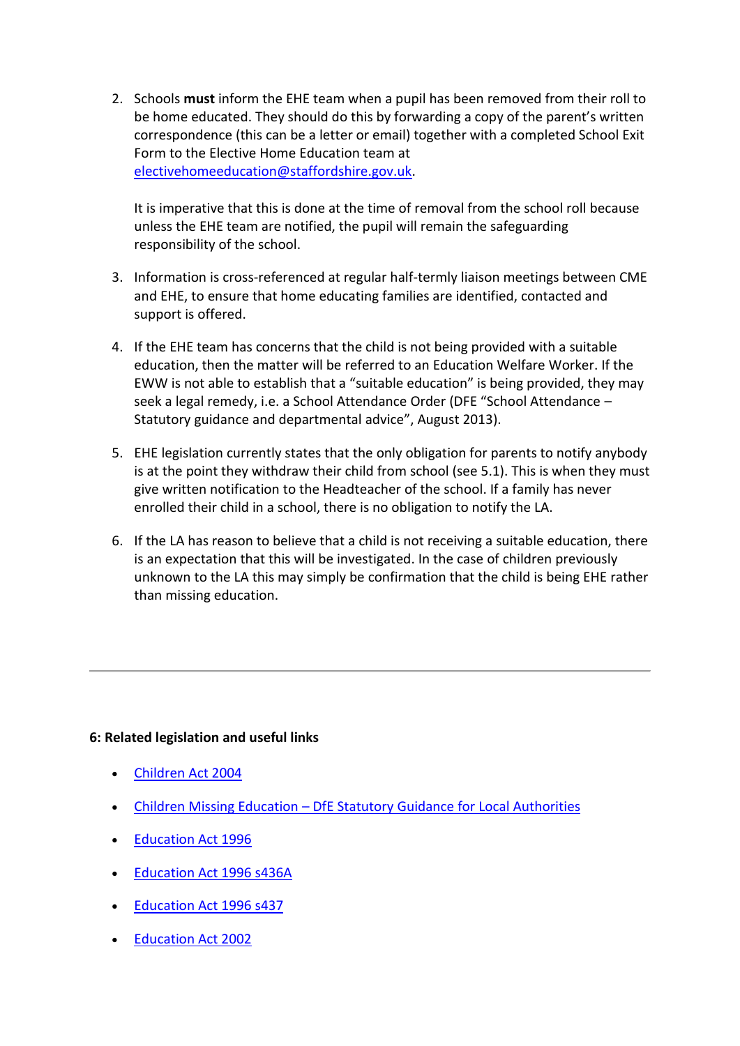2. Schools **must** inform the EHE team when a pupil has been removed from their roll to be home educated. They should do this by forwarding a copy of the parent's written correspondence (this can be a letter or email) together with a completed School Exit Form to the Elective Home Education team at [electivehomeeducation@staffordshire.gov.uk](mailto:electivehomeeducation@staffordshire.gov.uk).

   It is imperative that this is done at the time of removal from the school roll because unless the EHE team are notified, the pupil will remain the safeguarding responsibility of the school.

3. Information is cross-referenced at regular half-termly liaison meetings between CME and EHE, to ensure that home educating families are identified, contacted and support is offered.

4. If the EHE team has concerns that the child is not being provided with a suitable education, then the matter will be referred to an Education Welfare Worker. If the EWW is not able to establish that a "suitable education" is being provided, they may seek a legal remedy, i.e. a School Attendance Order (DFE "School Attendance – Statutory guidance and departmental advice", August 2013).

5. EHE legislation currently states that the only obligation for parents to notify anybody is at the point they withdraw their child from school (see 5.1). This is when they must give written notification to the Headteacher of the school. If a family has never enrolled their child in a school, there is no obligation to notify the LA.

6. If the LA has reason to believe that a child is not receiving a suitable education, there is an expectation that this will be investigated. In the case of children previously unknown to the LA this may simply be confirmation that the child is being EHE rather than missing education.

---

**6: Related legislation and useful links**

- Children Act 2004
- Children Missing Education – DfE Statutory Guidance for Local Authorities
- Education Act 1996
- Education Act 1996 s436A
- Education Act 1996 s437
- Education Act 2002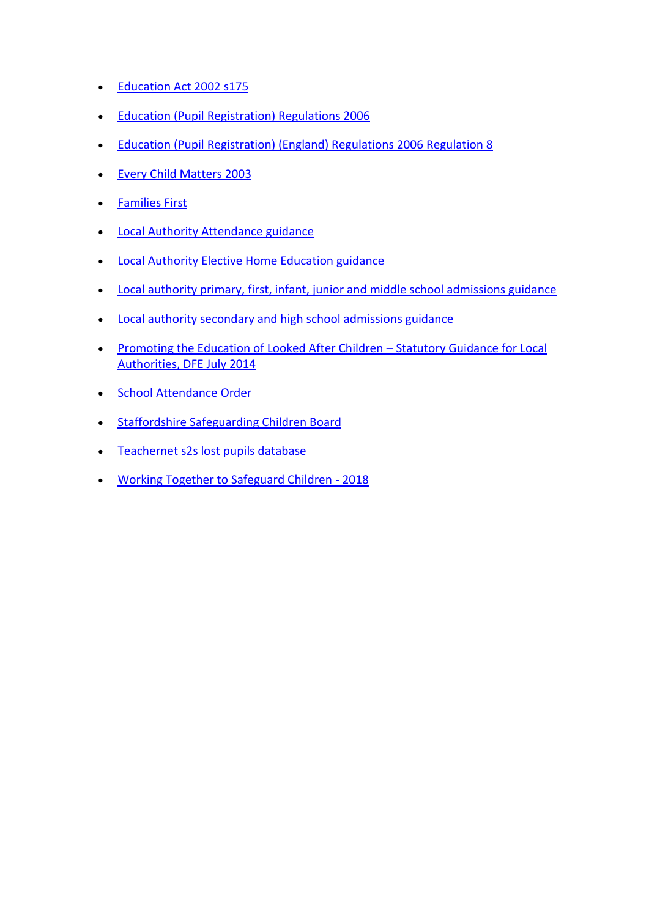- Education Act 2002 s175
- Education (Pupil Registration) Regulations 2006
- Education (Pupil Registration) (England) Regulations 2006 Regulation 8
- Every Child Matters 2003
- Families First
- Local Authority Attendance guidance
- Local Authority Elective Home Education guidance
- Local authority primary, first, infant, junior and middle school admissions guidance
- Local authority secondary and high school admissions guidance
- Promoting the Education of Looked After Children – Statutory Guidance for Local Authorities, DFE July 2014
- School Attendance Order
- Staffordshire Safeguarding Children Board
- Teachernet s2s lost pupils database
- Working Together to Safeguard Children - 2018